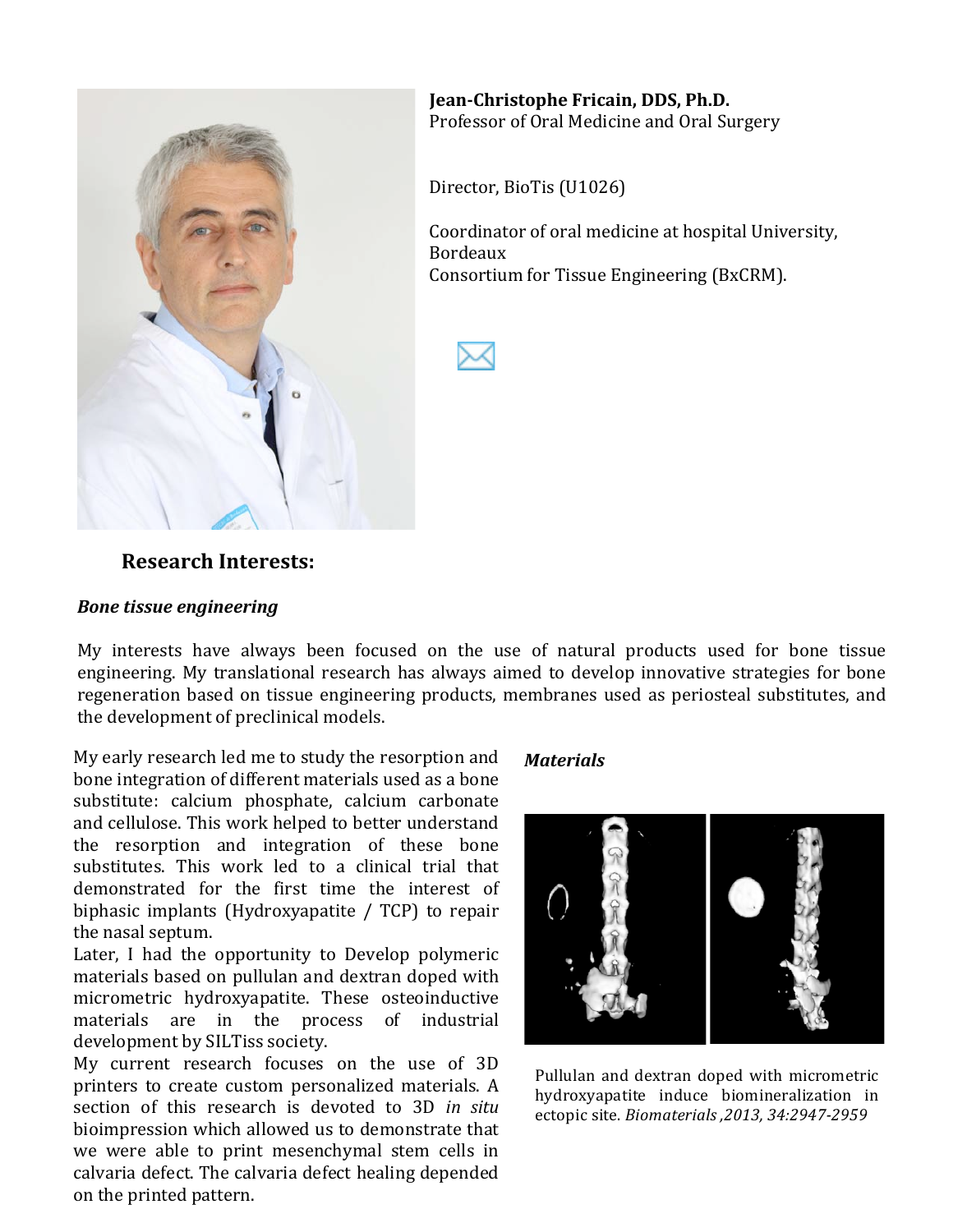**Jean-Christophe Fricain, DDS, Ph.D.**
Professor of Oral Medicine and Oral Surgery

Director, BioTis (U1026)

Coordinator of oral medicine at hospital University, Bordeaux
Consortium for Tissue Engineering (BxCRM).

## Research Interests:

### *Bone tissue engineering*

My interests have always been focused on the use of natural products used for bone tissue engineering. My translational research has always aimed to develop innovative strategies for bone regeneration based on tissue engineering products, membranes used as periosteal substitutes, and the development of preclinical models.

My early research led me to study the resorption and bone integration of different materials used as a bone substitute: calcium phosphate, calcium carbonate and cellulose. This work helped to better understand the resorption and integration of these bone substitutes. This work led to a clinical trial that demonstrated for the first time the interest of biphasic implants (Hydroxyapatite / TCP) to repair the nasal septum.

Later, I had the opportunity to Develop polymeric materials based on pullulan and dextran doped with micrometric hydroxyapatite. These osteoinductive materials are in the process of industrial development by SILTiss society.

My current research focuses on the use of 3D printers to create custom personalized materials. A section of this research is devoted to 3D *in situ* bioimpression which allowed us to demonstrate that we were able to print mesenchymal stem cells in calvaria defect. The calvaria defect healing depended on the printed pattern.

### *Materials*

Pullulan and dextran doped with micrometric hydroxyapatite induce biomineralization in ectopic site. *Biomaterials ,2013, 34:2947-2959*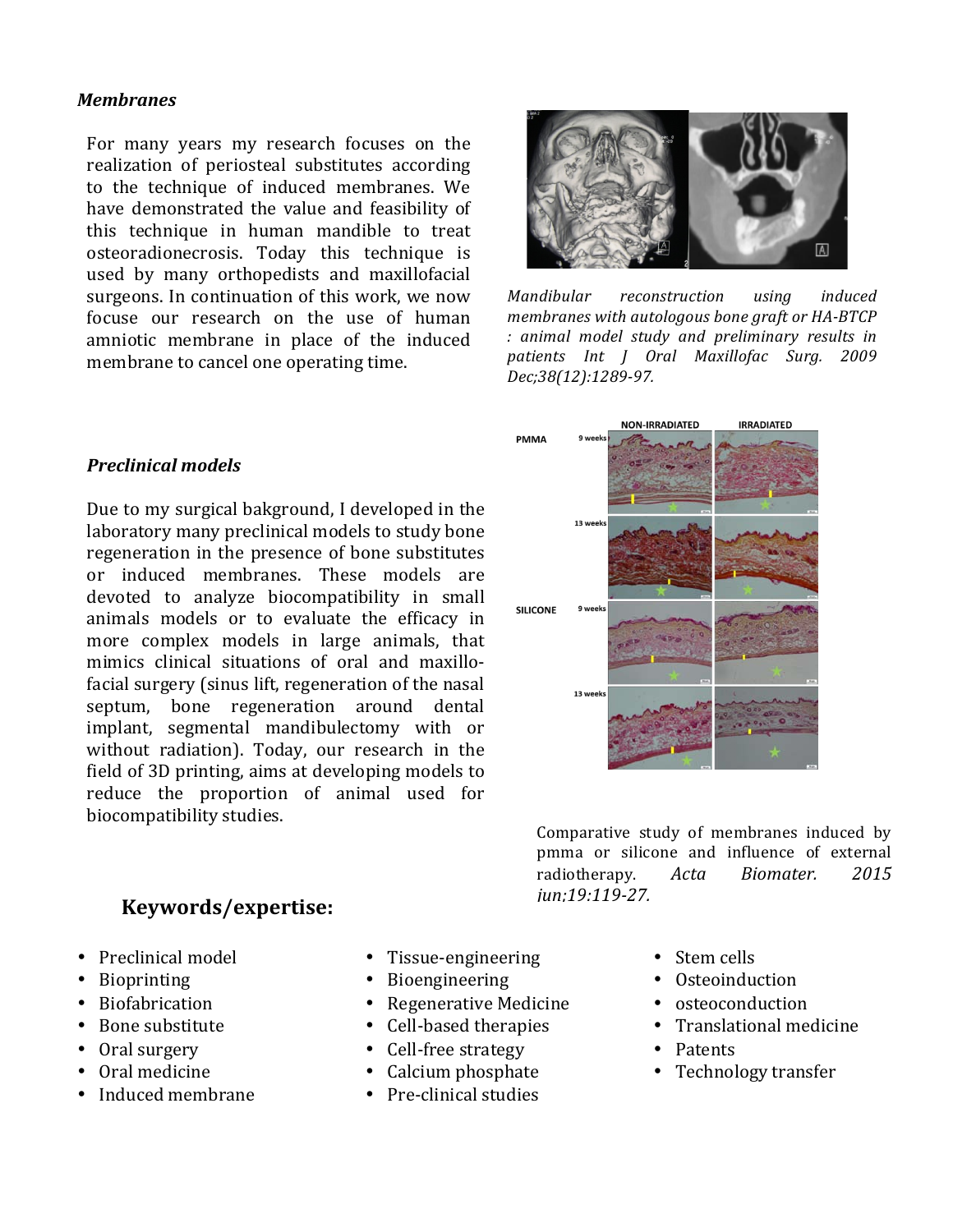### *Membranes*

For many years my research focuses on the realization of periosteal substitutes according to the technique of induced membranes. We have demonstrated the value and feasibility of this technique in human mandible to treat osteoradionecrosis. Today this technique is used by many orthopedists and maxillofacial surgeons. In continuation of this work, we now focuse our research on the use of human amniotic membrane in place of the induced membrane to cancel one operating time.

*Mandibular reconstruction using induced membranes with autologous bone graft or HA-BTCP : animal model study and preliminary results in patients Int J Oral Maxillofac Surg. 2009 Dec;38(12):1289-97.*

### *Preclinical models*

Due to my surgical bakground, I developed in the laboratory many preclinical models to study bone regeneration in the presence of bone substitutes or induced membranes. These models are devoted to analyze biocompatibility in small animals models or to evaluate the efficacy in more complex models in large animals, that mimics clinical situations of oral and maxillo-facial surgery (sinus lift, regeneration of the nasal septum, bone regeneration around dental implant, segmental mandibulectomy with or without radiation). Today, our research in the field of 3D printing, aims at developing models to reduce the proportion of animal used for biocompatibility studies.

Comparative study of membranes induced by pmma or silicone and influence of external radiotherapy. *Acta Biomater. 2015 jun;19:119-27.*

## Keywords/expertise:

- Preclinical model
- Bioprinting
- Biofabrication
- Bone substitute
- Oral surgery
- Oral medicine
- Induced membrane
- Tissue-engineering
- Bioengineering
- Regenerative Medicine
- Cell-based therapies
- Cell-free strategy
- Calcium phosphate
- Pre-clinical studies
- Stem cells
- Osteoinduction
- osteoconduction
- Translational medicine
- Patents
- Technology transfer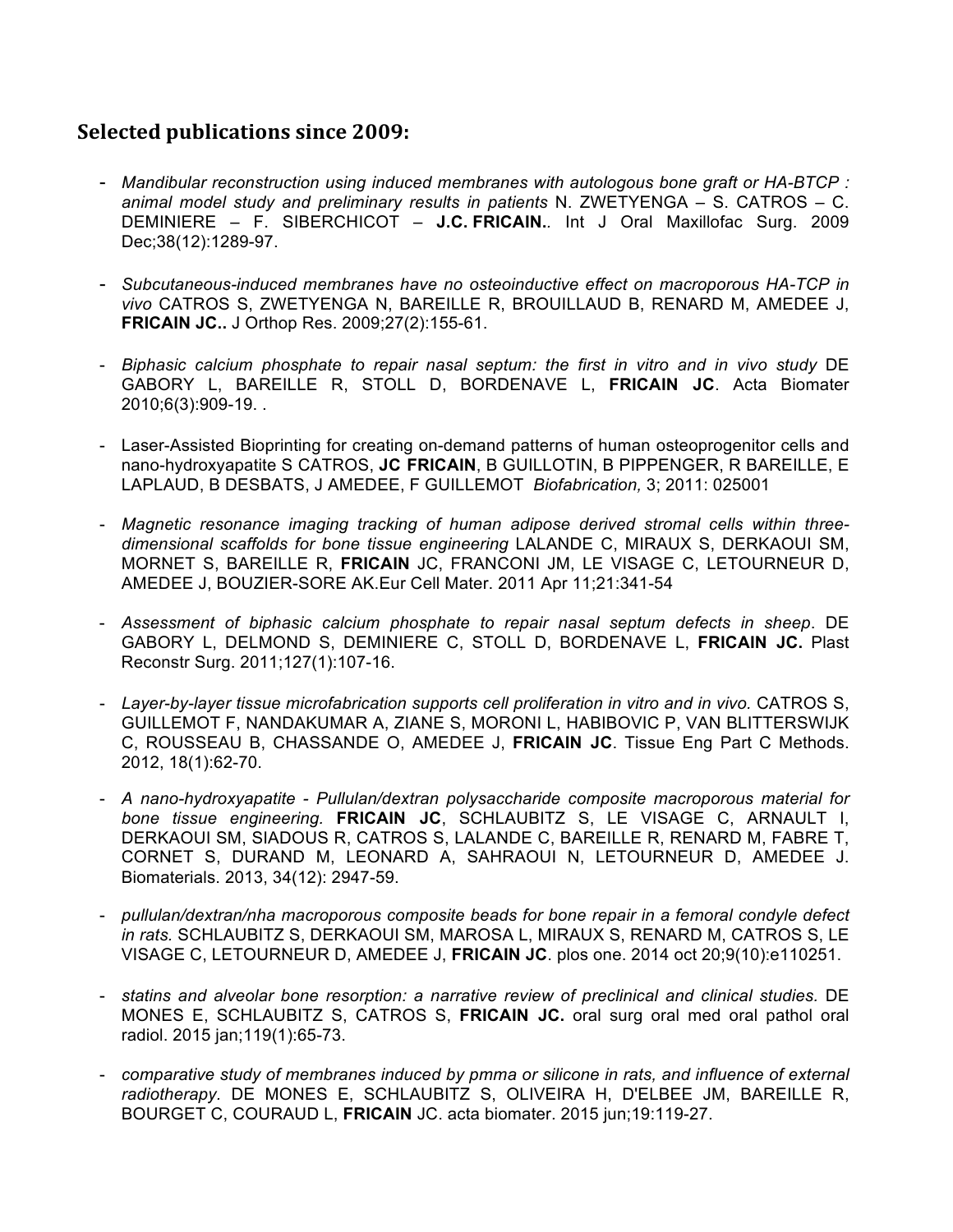## Selected publications since 2009:

- *Mandibular reconstruction using induced membranes with autologous bone graft or HA-BTCP : animal model study and preliminary results in patients* N. ZWETYENGA – S. CATROS – C. DEMINIERE – F. SIBERCHICOT – **J.C. FRICAIN.**. Int J Oral Maxillofac Surg. 2009 Dec;38(12):1289-97.

- *Subcutaneous-induced membranes have no osteoinductive effect on macroporous HA-TCP in vivo* CATROS S, ZWETYENGA N, BAREILLE R, BROUILLAUD B, RENARD M, AMEDEE J, **FRICAIN JC..** J Orthop Res. 2009;27(2):155-61.

- *Biphasic calcium phosphate to repair nasal septum: the first in vitro and in vivo study* DE GABORY L, BAREILLE R, STOLL D, BORDENAVE L, **FRICAIN JC**. Acta Biomater 2010;6(3):909-19. .

- Laser-Assisted Bioprinting for creating on-demand patterns of human osteoprogenitor cells and nano-hydroxyapatite S CATROS, **JC FRICAIN**, B GUILLOTIN, B PIPPENGER, R BAREILLE, E LAPLAUD, B DESBATS, J AMEDEE, F GUILLEMOT *Biofabrication,* 3; 2011: 025001

- *Magnetic resonance imaging tracking of human adipose derived stromal cells within three-dimensional scaffolds for bone tissue engineering* LALANDE C, MIRAUX S, DERKAOUI SM, MORNET S, BAREILLE R, **FRICAIN** JC, FRANCONI JM, LE VISAGE C, LETOURNEUR D, AMEDEE J, BOUZIER-SORE AK.Eur Cell Mater. 2011 Apr 11;21:341-54

- *Assessment of biphasic calcium phosphate to repair nasal septum defects in sheep*. DE GABORY L, DELMOND S, DEMINIERE C, STOLL D, BORDENAVE L, **FRICAIN JC.** Plast Reconstr Surg. 2011;127(1):107-16.

- *Layer-by-layer tissue microfabrication supports cell proliferation in vitro and in vivo.* CATROS S, GUILLEMOT F, NANDAKUMAR A, ZIANE S, MORONI L, HABIBOVIC P, VAN BLITTERSWIJK C, ROUSSEAU B, CHASSANDE O, AMEDEE J, **FRICAIN JC**. Tissue Eng Part C Methods. 2012, 18(1):62-70.

- *A nano-hydroxyapatite - Pullulan/dextran polysaccharide composite macroporous material for bone tissue engineering.* **FRICAIN JC**, SCHLAUBITZ S, LE VISAGE C, ARNAULT I, DERKAOUI SM, SIADOUS R, CATROS S, LALANDE C, BAREILLE R, RENARD M, FABRE T, CORNET S, DURAND M, LEONARD A, SAHRAOUI N, LETOURNEUR D, AMEDEE J. Biomaterials. 2013, 34(12): 2947-59.

- *pullulan/dextran/nha macroporous composite beads for bone repair in a femoral condyle defect in rats.* SCHLAUBITZ S, DERKAOUI SM, MAROSA L, MIRAUX S, RENARD M, CATROS S, LE VISAGE C, LETOURNEUR D, AMEDEE J, **FRICAIN JC**. plos one. 2014 oct 20;9(10):e110251.

- *statins and alveolar bone resorption: a narrative review of preclinical and clinical studies.* DE MONES E, SCHLAUBITZ S, CATROS S, **FRICAIN JC.** oral surg oral med oral pathol oral radiol. 2015 jan;119(1):65-73.

- *comparative study of membranes induced by pmma or silicone in rats, and influence of external radiotherapy.* DE MONES E, SCHLAUBITZ S, OLIVEIRA H, D'ELBEE JM, BAREILLE R, BOURGET C, COURAUD L, **FRICAIN** JC. acta biomater. 2015 jun;19:119-27.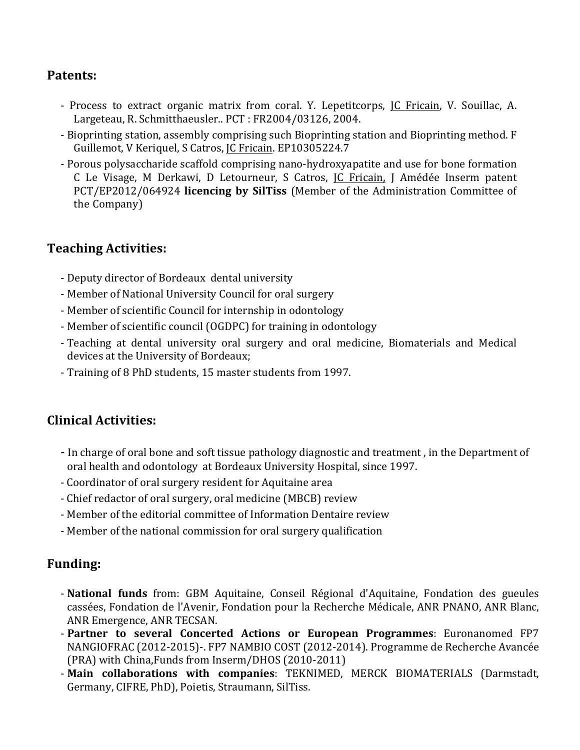## Patents:

- Process to extract organic matrix from coral. Y. Lepetitcorps, JC Fricain, V. Souillac, A. Largeteau, R. Schmitthaeusler.. PCT : FR2004/03126, 2004.
- Bioprinting station, assembly comprising such Bioprinting station and Bioprinting method. F Guillemot, V Keriquel, S Catros, JC Fricain. EP10305224.7
- Porous polysaccharide scaffold comprising nano-hydroxyapatite and use for bone formation C Le Visage, M Derkawi, D Letourneur, S Catros, JC Fricain, J Amédée Inserm patent PCT/EP2012/064924 **licencing by SilTiss** (Member of the Administration Committee of the Company)

## Teaching Activities:

- Deputy director of Bordeaux dental university
- Member of National University Council for oral surgery
- Member of scientific Council for internship in odontology
- Member of scientific council (OGDPC) for training in odontology
- Teaching at dental university oral surgery and oral medicine, Biomaterials and Medical devices at the University of Bordeaux;
- Training of 8 PhD students, 15 master students from 1997.

## Clinical Activities:

- In charge of oral bone and soft tissue pathology diagnostic and treatment , in the Department of oral health and odontology at Bordeaux University Hospital, since 1997.
- Coordinator of oral surgery resident for Aquitaine area
- Chief redactor of oral surgery, oral medicine (MBCB) review
- Member of the editorial committee of Information Dentaire review
- Member of the national commission for oral surgery qualification

## Funding:

- **National funds** from: GBM Aquitaine, Conseil Régional d'Aquitaine, Fondation des gueules cassées, Fondation de l'Avenir, Fondation pour la Recherche Médicale, ANR PNANO, ANR Blanc, ANR Emergence, ANR TECSAN.
- **Partner to several Concerted Actions or European Programmes**: Euronanomed FP7 NANGIOFRAC (2012-2015)-. FP7 NAMBIO COST (2012-2014). Programme de Recherche Avancée (PRA) with China,Funds from Inserm/DHOS (2010-2011)
- **Main collaborations with companies**: TEKNIMED, MERCK BIOMATERIALS (Darmstadt, Germany, CIFRE, PhD), Poietis, Straumann, SilTiss.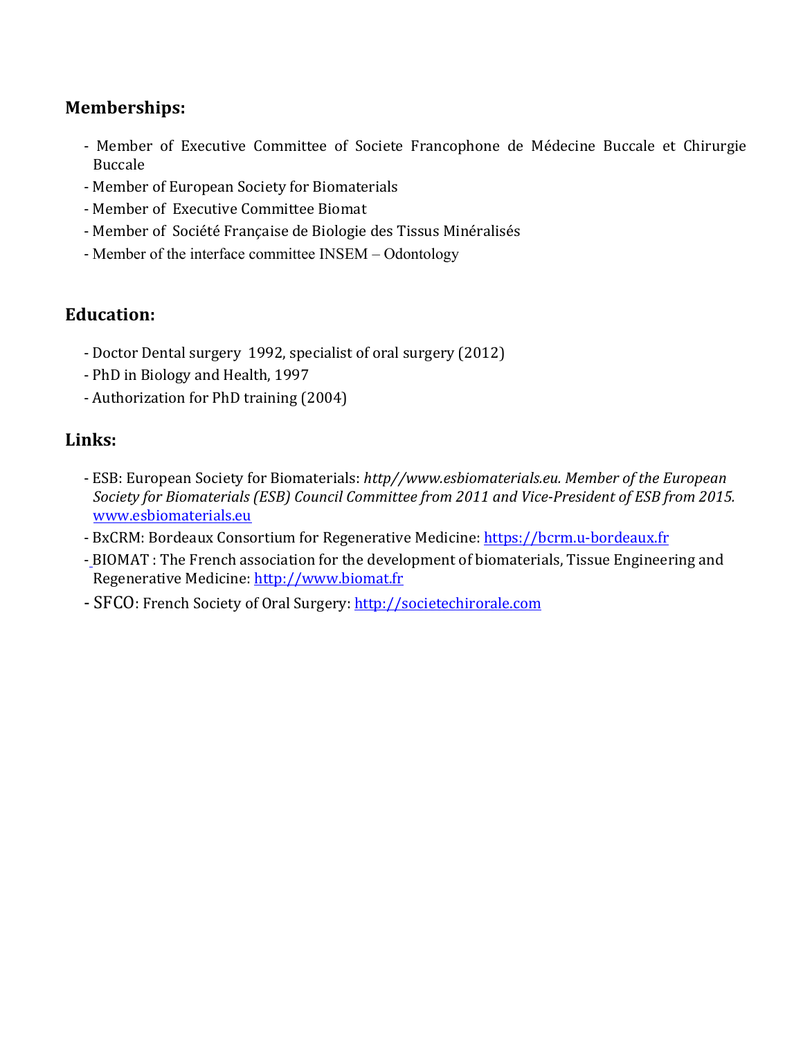## Memberships:

- Member of Executive Committee of Societe Francophone de Médecine Buccale et Chirurgie Buccale
- Member of European Society for Biomaterials
- Member of Executive Committee Biomat
- Member of Société Française de Biologie des Tissus Minéralisés
- Member of the interface committee INSEM – Odontology

## Education:

- Doctor Dental surgery 1992, specialist of oral surgery (2012)
- PhD in Biology and Health, 1997
- Authorization for PhD training (2004)

## Links:

- ESB: European Society for Biomaterials: *http//www.esbiomaterials.eu. Member of the European Society for Biomaterials (ESB) Council Committee from 2011 and Vice-President of ESB from 2015.* www.esbiomaterials.eu
- BxCRM: Bordeaux Consortium for Regenerative Medicine: https://bcrm.u-bordeaux.fr
- BIOMAT : The French association for the development of biomaterials, Tissue Engineering and Regenerative Medicine: http://www.biomat.fr
- SFCO: French Society of Oral Surgery: http://societechirorale.com